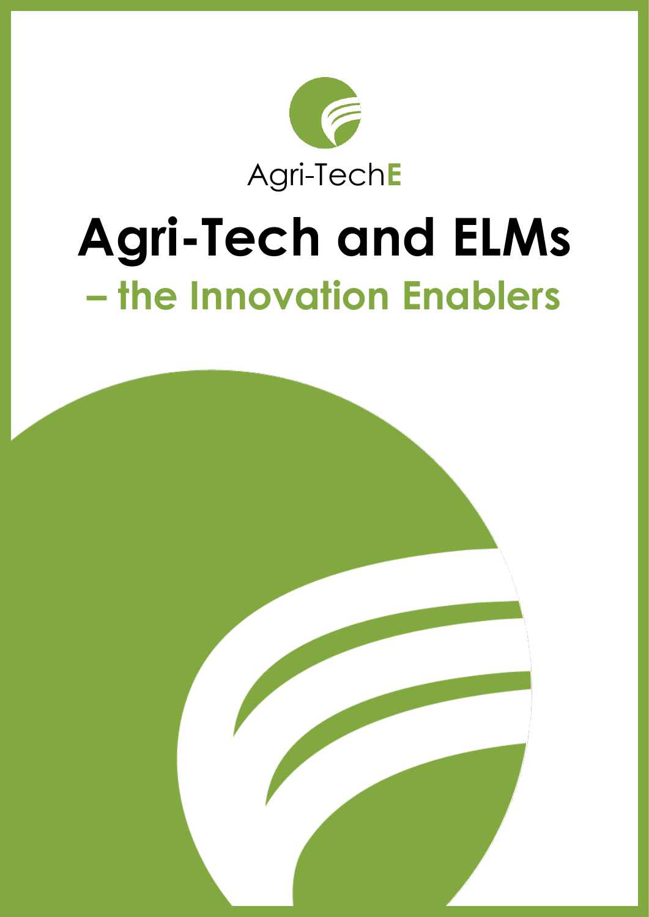Agri-TechE

# Agri-Tech and ELMs

## – the Innovation Enablers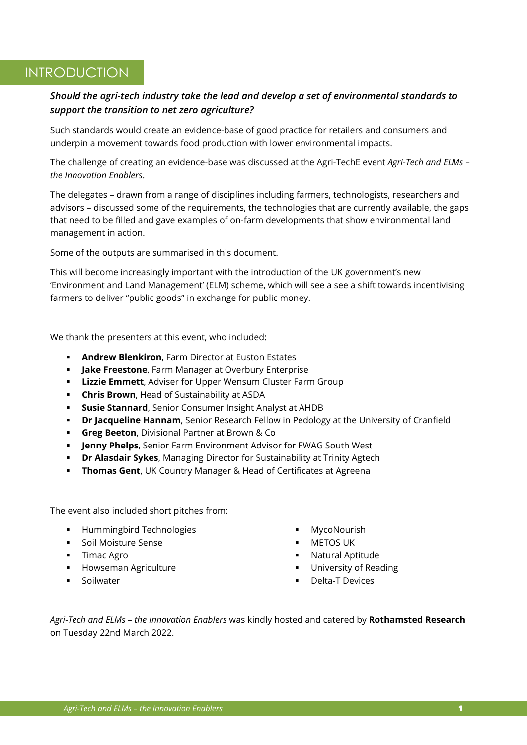# INTRODUCTION

***Should the agri-tech industry take the lead and develop a set of environmental standards to support the transition to net zero agriculture?***

Such standards would create an evidence-base of good practice for retailers and consumers and underpin a movement towards food production with lower environmental impacts.

The challenge of creating an evidence-base was discussed at the Agri-TechE event *Agri-Tech and ELMs – the Innovation Enablers*.

The delegates – drawn from a range of disciplines including farmers, technologists, researchers and advisors – discussed some of the requirements, the technologies that are currently available, the gaps that need to be filled and gave examples of on-farm developments that show environmental land management in action.

Some of the outputs are summarised in this document.

This will become increasingly important with the introduction of the UK government's new 'Environment and Land Management' (ELM) scheme, which will see a see a shift towards incentivising farmers to deliver "public goods" in exchange for public money.

We thank the presenters at this event, who included:

- **Andrew Blenkiron**, Farm Director at Euston Estates
- **Jake Freestone**, Farm Manager at Overbury Enterprise
- **Lizzie Emmett**, Adviser for Upper Wensum Cluster Farm Group
- **Chris Brown**, Head of Sustainability at ASDA
- **Susie Stannard**, Senior Consumer Insight Analyst at AHDB
- **Dr Jacqueline Hannam**, Senior Research Fellow in Pedology at the University of Cranfield
- **Greg Beeton**, Divisional Partner at Brown & Co
- **Jenny Phelps**, Senior Farm Environment Advisor for FWAG South West
- **Dr Alasdair Sykes**, Managing Director for Sustainability at Trinity Agtech
- **Thomas Gent**, UK Country Manager & Head of Certificates at Agreena

The event also included short pitches from:

- Hummingbird Technologies
- Soil Moisture Sense
- Timac Agro
- Howseman Agriculture
- Soilwater
- MycoNourish
- METOS UK
- Natural Aptitude
- University of Reading
- Delta-T Devices

*Agri-Tech and ELMs – the Innovation Enablers* was kindly hosted and catered by **Rothamsted Research** on Tuesday 22nd March 2022.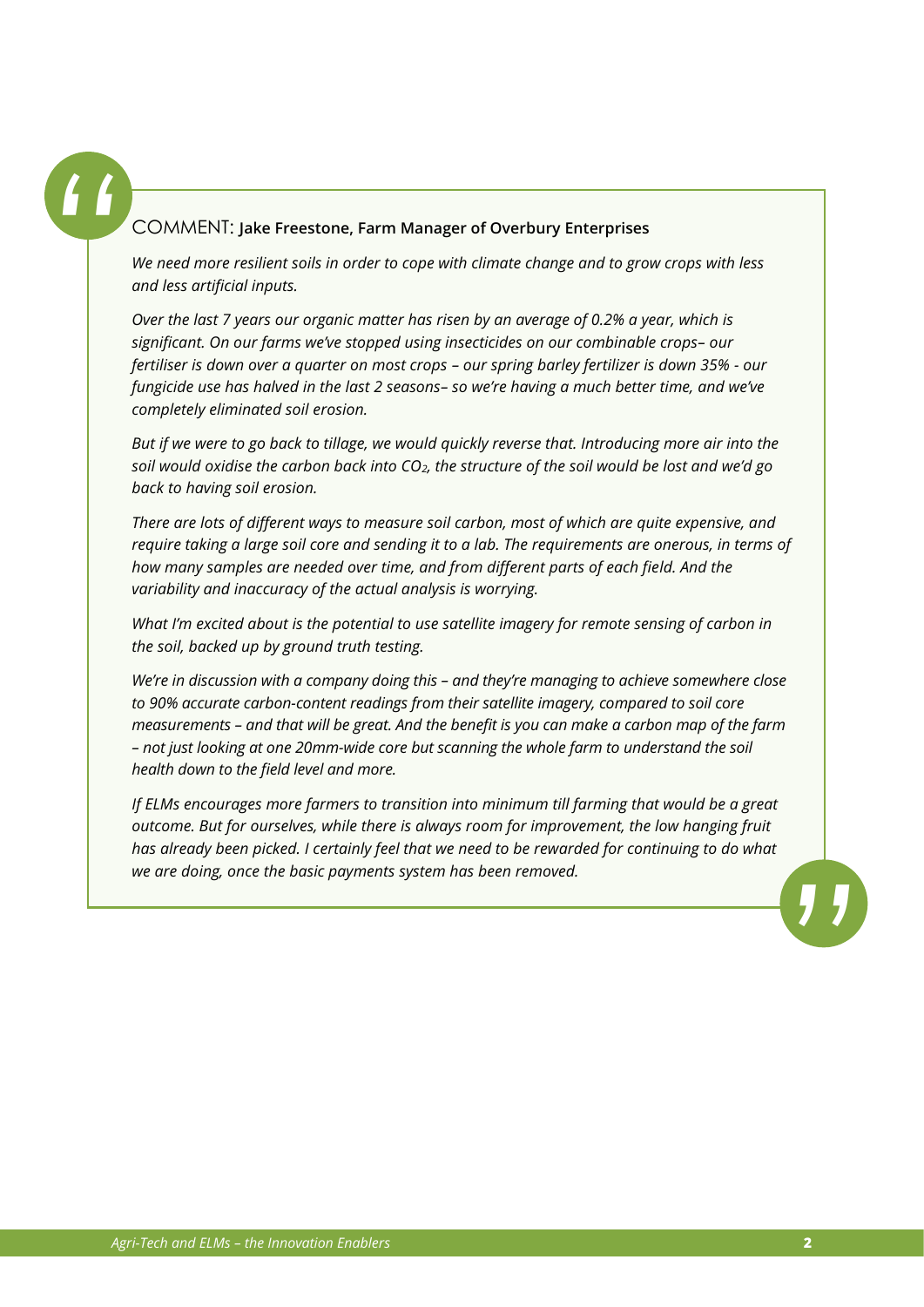COMMENT: **Jake Freestone, Farm Manager of Overbury Enterprises**

*We need more resilient soils in order to cope with climate change and to grow crops with less and less artificial inputs.*

*Over the last 7 years our organic matter has risen by an average of 0.2% a year, which is significant. On our farms we've stopped using insecticides on our combinable crops– our fertiliser is down over a quarter on most crops – our spring barley fertilizer is down 35% - our fungicide use has halved in the last 2 seasons– so we're having a much better time, and we've completely eliminated soil erosion.*

*But if we were to go back to tillage, we would quickly reverse that. Introducing more air into the soil would oxidise the carbon back into $CO_2$, the structure of the soil would be lost and we'd go back to having soil erosion.*

*There are lots of different ways to measure soil carbon, most of which are quite expensive, and require taking a large soil core and sending it to a lab. The requirements are onerous, in terms of how many samples are needed over time, and from different parts of each field. And the variability and inaccuracy of the actual analysis is worrying.*

*What I'm excited about is the potential to use satellite imagery for remote sensing of carbon in the soil, backed up by ground truth testing.*

*We're in discussion with a company doing this – and they're managing to achieve somewhere close to 90% accurate carbon-content readings from their satellite imagery, compared to soil core measurements – and that will be great. And the benefit is you can make a carbon map of the farm – not just looking at one 20mm-wide core but scanning the whole farm to understand the soil health down to the field level and more.*

*If ELMs encourages more farmers to transition into minimum till farming that would be a great outcome. But for ourselves, while there is always room for improvement, the low hanging fruit has already been picked. I certainly feel that we need to be rewarded for continuing to do what we are doing, once the basic payments system has been removed.*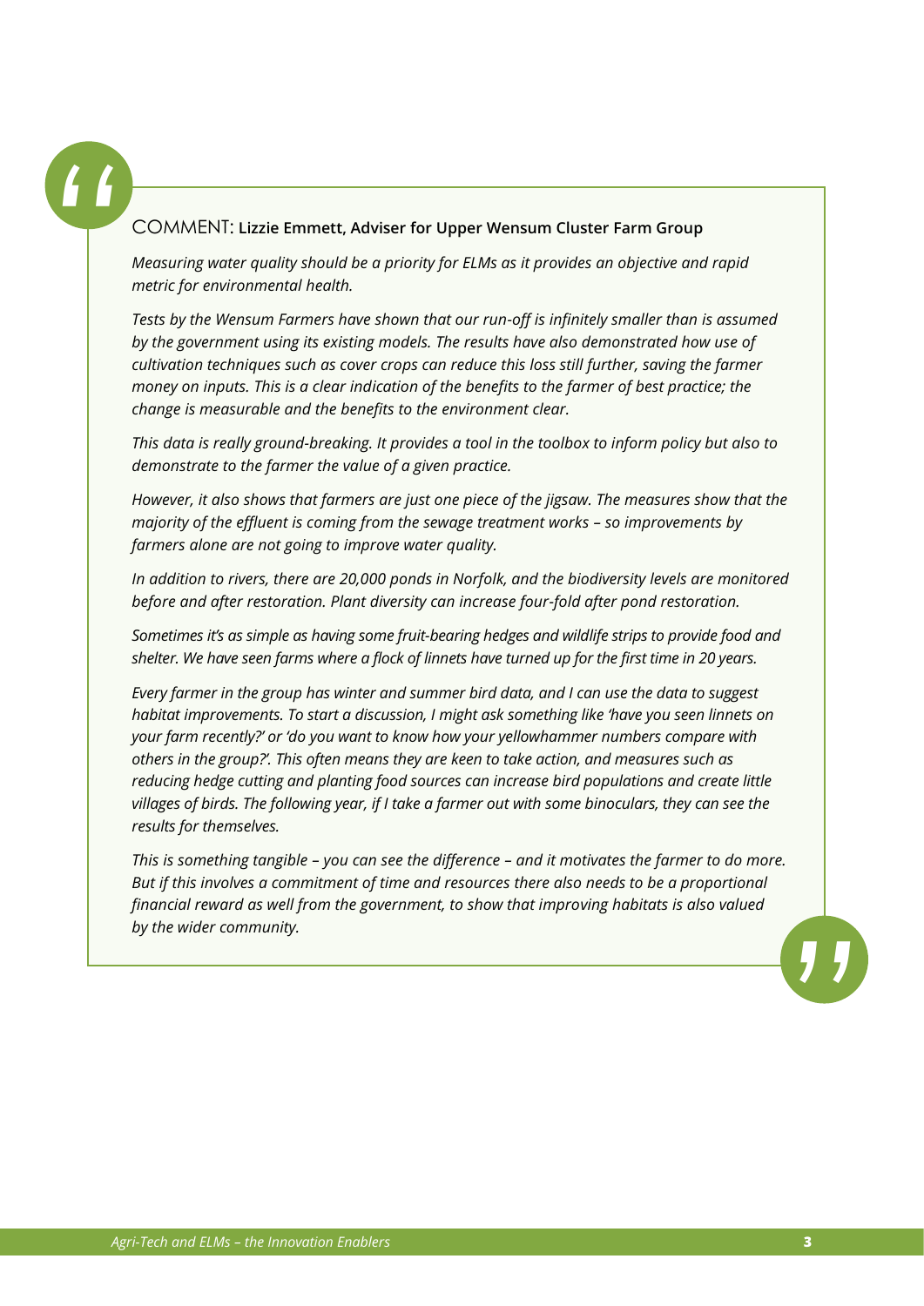COMMENT: **Lizzie Emmett, Adviser for Upper Wensum Cluster Farm Group**

*Measuring water quality should be a priority for ELMs as it provides an objective and rapid metric for environmental health.*

*Tests by the Wensum Farmers have shown that our run-off is infinitely smaller than is assumed by the government using its existing models. The results have also demonstrated how use of cultivation techniques such as cover crops can reduce this loss still further, saving the farmer money on inputs. This is a clear indication of the benefits to the farmer of best practice; the change is measurable and the benefits to the environment clear.*

*This data is really ground-breaking. It provides a tool in the toolbox to inform policy but also to demonstrate to the farmer the value of a given practice.*

*However, it also shows that farmers are just one piece of the jigsaw. The measures show that the majority of the effluent is coming from the sewage treatment works – so improvements by farmers alone are not going to improve water quality.*

*In addition to rivers, there are 20,000 ponds in Norfolk, and the biodiversity levels are monitored before and after restoration. Plant diversity can increase four-fold after pond restoration.*

*Sometimes it's as simple as having some fruit-bearing hedges and wildlife strips to provide food and shelter. We have seen farms where a flock of linnets have turned up for the first time in 20 years.*

*Every farmer in the group has winter and summer bird data, and I can use the data to suggest habitat improvements. To start a discussion, I might ask something like 'have you seen linnets on your farm recently?' or 'do you want to know how your yellowhammer numbers compare with others in the group?'. This often means they are keen to take action, and measures such as reducing hedge cutting and planting food sources can increase bird populations and create little villages of birds. The following year, if I take a farmer out with some binoculars, they can see the results for themselves.*

*This is something tangible – you can see the difference – and it motivates the farmer to do more. But if this involves a commitment of time and resources there also needs to be a proportional financial reward as well from the government, to show that improving habitats is also valued by the wider community.*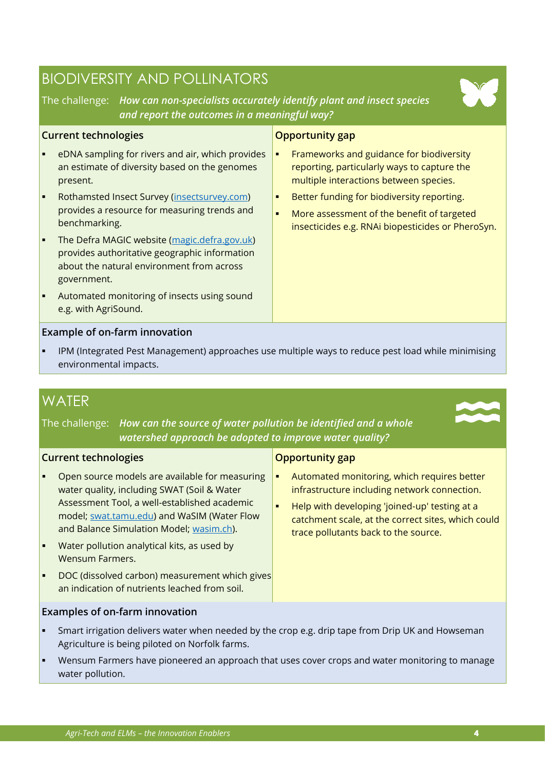## BIODIVERSITY AND POLLINATORS

The challenge: ***How can non-specialists accurately identify plant and insect species and report the outcomes in a meaningful way?***

### Current technologies

- eDNA sampling for rivers and air, which provides an estimate of diversity based on the genomes present.
- Rothamsted Insect Survey (insectsurvey.com) provides a resource for measuring trends and benchmarking.
- The Defra MAGIC website (magic.defra.gov.uk) provides authoritative geographic information about the natural environment from across government.
- Automated monitoring of insects using sound e.g. with AgriSound.

### Opportunity gap

- Frameworks and guidance for biodiversity reporting, particularly ways to capture the multiple interactions between species.
- Better funding for biodiversity reporting.
- More assessment of the benefit of targeted insecticides e.g. RNAi biopesticides or PheroSyn.

### Example of on-farm innovation

- IPM (Integrated Pest Management) approaches use multiple ways to reduce pest load while minimising environmental impacts.

## WATER

The challenge: ***How can the source of water pollution be identified and a whole watershed approach be adopted to improve water quality?***

### Current technologies

- Open source models are available for measuring water quality, including SWAT (Soil & Water Assessment Tool, a well-established academic model; swat.tamu.edu) and WaSIM (Water Flow and Balance Simulation Model; wasim.ch).
- Water pollution analytical kits, as used by Wensum Farmers.
- DOC (dissolved carbon) measurement which gives an indication of nutrients leached from soil.

### Opportunity gap

- Automated monitoring, which requires better infrastructure including network connection.
- Help with developing 'joined-up' testing at a catchment scale, at the correct sites, which could trace pollutants back to the source.

### Examples of on-farm innovation

- Smart irrigation delivers water when needed by the crop e.g. drip tape from Drip UK and Howseman Agriculture is being piloted on Norfolk farms.
- Wensum Farmers have pioneered an approach that uses cover crops and water monitoring to manage water pollution.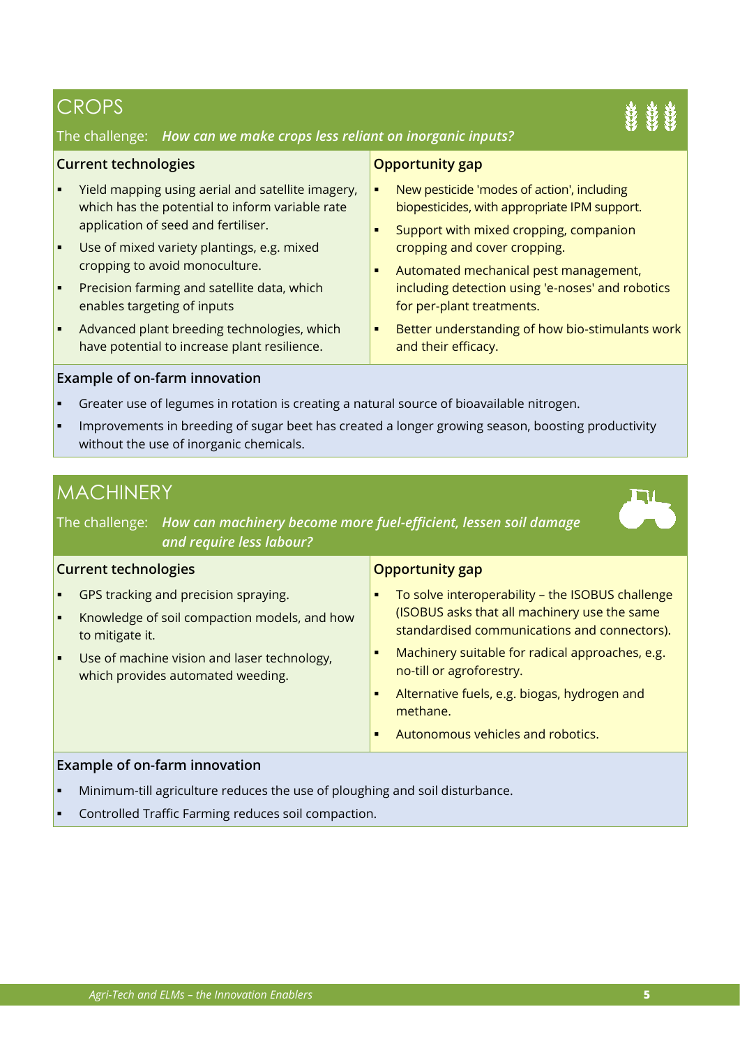## CROPS

The challenge: ***How can we make crops less reliant on inorganic inputs?***

### Current technologies

- Yield mapping using aerial and satellite imagery, which has the potential to inform variable rate application of seed and fertiliser.
- Use of mixed variety plantings, e.g. mixed cropping to avoid monoculture.
- Precision farming and satellite data, which enables targeting of inputs
- Advanced plant breeding technologies, which have potential to increase plant resilience.

### Opportunity gap

- New pesticide 'modes of action', including biopesticides, with appropriate IPM support.
- Support with mixed cropping, companion cropping and cover cropping.
- Automated mechanical pest management, including detection using 'e-noses' and robotics for per-plant treatments.
- Better understanding of how bio-stimulants work and their efficacy.

### Example of on-farm innovation

- Greater use of legumes in rotation is creating a natural source of bioavailable nitrogen.
- Improvements in breeding of sugar beet has created a longer growing season, boosting productivity without the use of inorganic chemicals.

## MACHINERY

The challenge: ***How can machinery become more fuel-efficient, lessen soil damage and require less labour?***

### Current technologies

- GPS tracking and precision spraying.
- Knowledge of soil compaction models, and how to mitigate it.
- Use of machine vision and laser technology, which provides automated weeding.

### Opportunity gap

- To solve interoperability – the ISOBUS challenge (ISOBUS asks that all machinery use the same standardised communications and connectors).
- Machinery suitable for radical approaches, e.g. no-till or agroforestry.
- Alternative fuels, e.g. biogas, hydrogen and methane.
- Autonomous vehicles and robotics.

### Example of on-farm innovation

- Minimum-till agriculture reduces the use of ploughing and soil disturbance.
- Controlled Traffic Farming reduces soil compaction.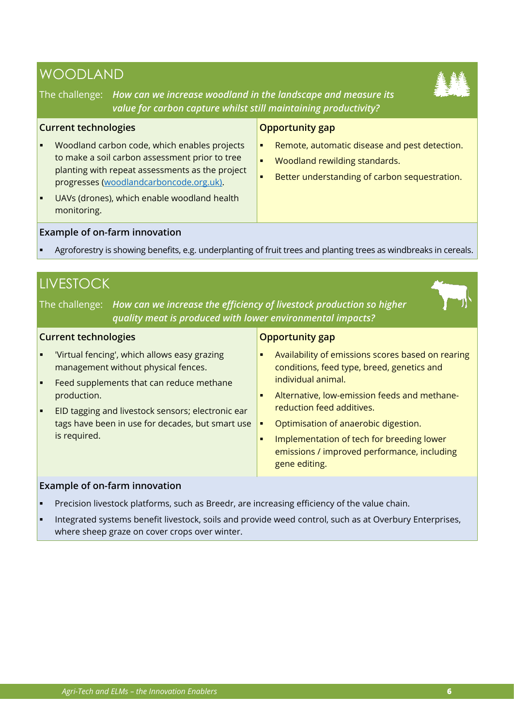## WOODLAND

The challenge: ***How can we increase woodland in the landscape and measure its value for carbon capture whilst still maintaining productivity?***

### Current technologies

- Woodland carbon code, which enables projects to make a soil carbon assessment prior to tree planting with repeat assessments as the project progresses (woodlandcarboncode.org.uk).
- UAVs (drones), which enable woodland health monitoring.

### Opportunity gap

- Remote, automatic disease and pest detection.
- Woodland rewilding standards.
- Better understanding of carbon sequestration.

### Example of on-farm innovation

- Agroforestry is showing benefits, e.g. underplanting of fruit trees and planting trees as windbreaks in cereals.

## LIVESTOCK

The challenge: ***How can we increase the efficiency of livestock production so higher quality meat is produced with lower environmental impacts?***

### Current technologies

- 'Virtual fencing', which allows easy grazing management without physical fences.
- Feed supplements that can reduce methane production.
- EID tagging and livestock sensors; electronic ear tags have been in use for decades, but smart use is required.

### Opportunity gap

- Availability of emissions scores based on rearing conditions, feed type, breed, genetics and individual animal.
- Alternative, low-emission feeds and methane-reduction feed additives.
- Optimisation of anaerobic digestion.
- Implementation of tech for breeding lower emissions / improved performance, including gene editing.

### Example of on-farm innovation

- Precision livestock platforms, such as Breedr, are increasing efficiency of the value chain.
- Integrated systems benefit livestock, soils and provide weed control, such as at Overbury Enterprises, where sheep graze on cover crops over winter.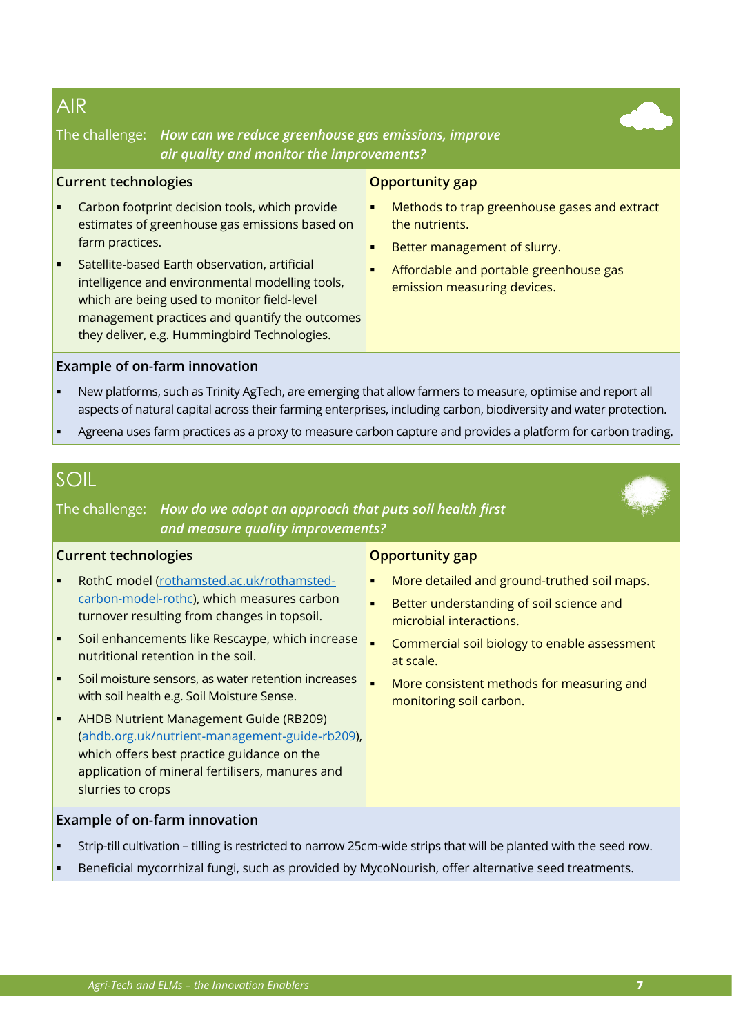## AIR

The challenge: ***How can we reduce greenhouse gas emissions, improve air quality and monitor the improvements?***

### Current technologies

- Carbon footprint decision tools, which provide estimates of greenhouse gas emissions based on farm practices.
- Satellite-based Earth observation, artificial intelligence and environmental modelling tools, which are being used to monitor field-level management practices and quantify the outcomes they deliver, e.g. Hummingbird Technologies.

### Opportunity gap

- Methods to trap greenhouse gases and extract the nutrients.
- Better management of slurry.
- Affordable and portable greenhouse gas emission measuring devices.

### Example of on-farm innovation

- New platforms, such as Trinity AgTech, are emerging that allow farmers to measure, optimise and report all aspects of natural capital across their farming enterprises, including carbon, biodiversity and water protection.
- Agreena uses farm practices as a proxy to measure carbon capture and provides a platform for carbon trading.

## SOIL

The challenge: ***How do we adopt an approach that puts soil health first and measure quality improvements?***

### Current technologies

- RothC model (rothamsted.ac.uk/rothamsted-carbon-model-rothc), which measures carbon turnover resulting from changes in topsoil.
- Soil enhancements like Rescaype, which increase nutritional retention in the soil.
- Soil moisture sensors, as water retention increases with soil health e.g. Soil Moisture Sense.
- AHDB Nutrient Management Guide (RB209) (ahdb.org.uk/nutrient-management-guide-rb209), which offers best practice guidance on the application of mineral fertilisers, manures and slurries to crops

### Opportunity gap

- More detailed and ground-truthed soil maps.
- Better understanding of soil science and microbial interactions.
- Commercial soil biology to enable assessment at scale.
- More consistent methods for measuring and monitoring soil carbon.

### Example of on-farm innovation

- Strip-till cultivation – tilling is restricted to narrow 25cm-wide strips that will be planted with the seed row.
- Beneficial mycorrhizal fungi, such as provided by MycoNourish, offer alternative seed treatments.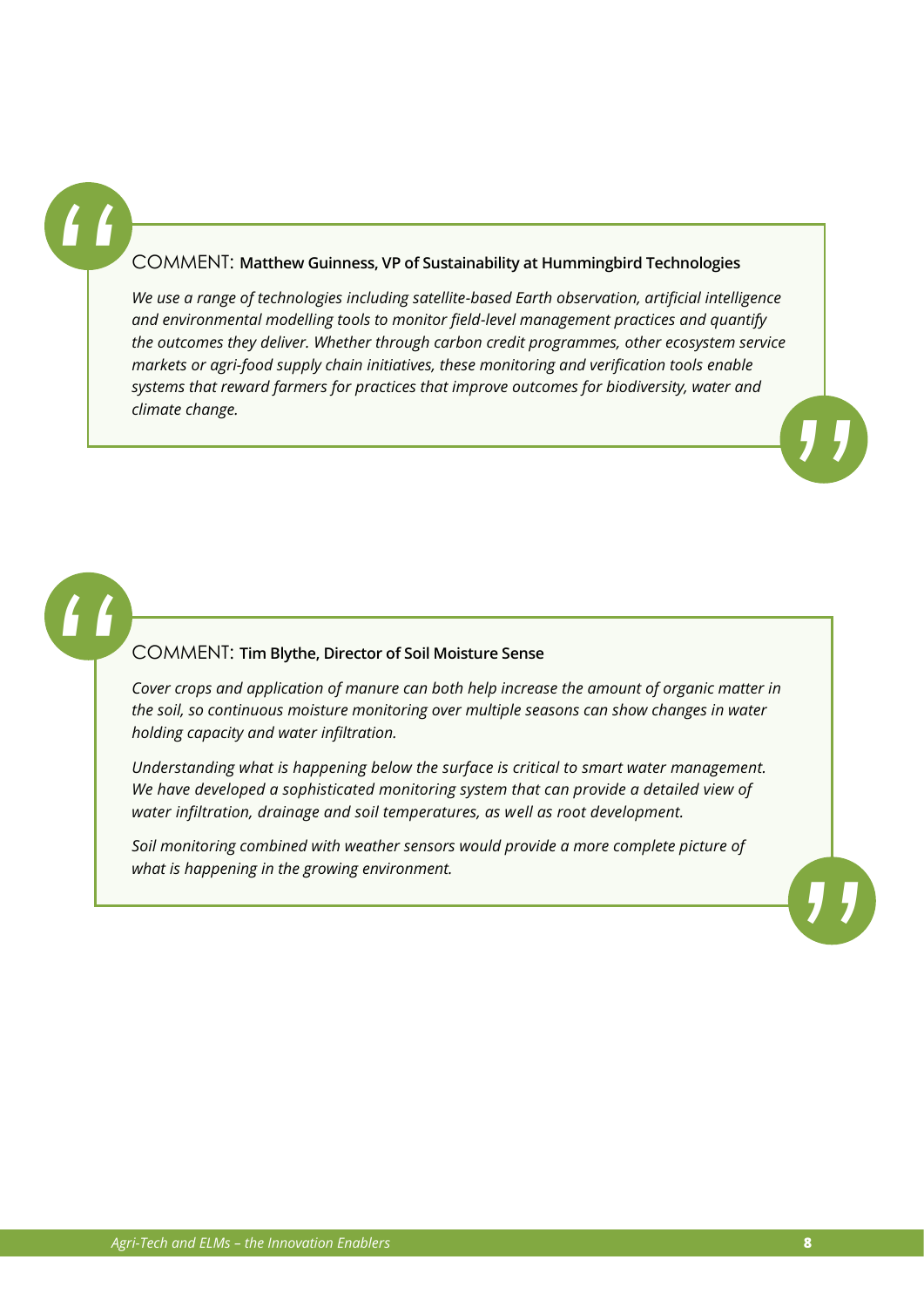COMMENT: **Matthew Guinness, VP of Sustainability at Hummingbird Technologies**

*We use a range of technologies including satellite-based Earth observation, artificial intelligence and environmental modelling tools to monitor field-level management practices and quantify the outcomes they deliver. Whether through carbon credit programmes, other ecosystem service markets or agri-food supply chain initiatives, these monitoring and verification tools enable systems that reward farmers for practices that improve outcomes for biodiversity, water and climate change.*

COMMENT: **Tim Blythe, Director of Soil Moisture Sense**

*Cover crops and application of manure can both help increase the amount of organic matter in the soil, so continuous moisture monitoring over multiple seasons can show changes in water holding capacity and water infiltration.*

*Understanding what is happening below the surface is critical to smart water management. We have developed a sophisticated monitoring system that can provide a detailed view of water infiltration, drainage and soil temperatures, as well as root development.*

*Soil monitoring combined with weather sensors would provide a more complete picture of what is happening in the growing environment.*